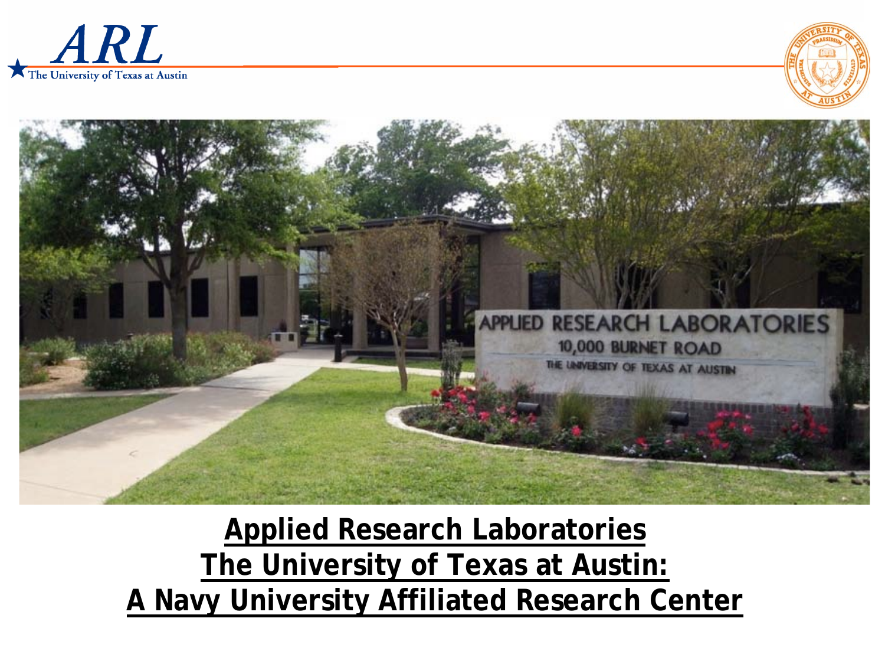# Applied Research Laboratories The University of Texas at Austin: A Navy University Affiliated Research Center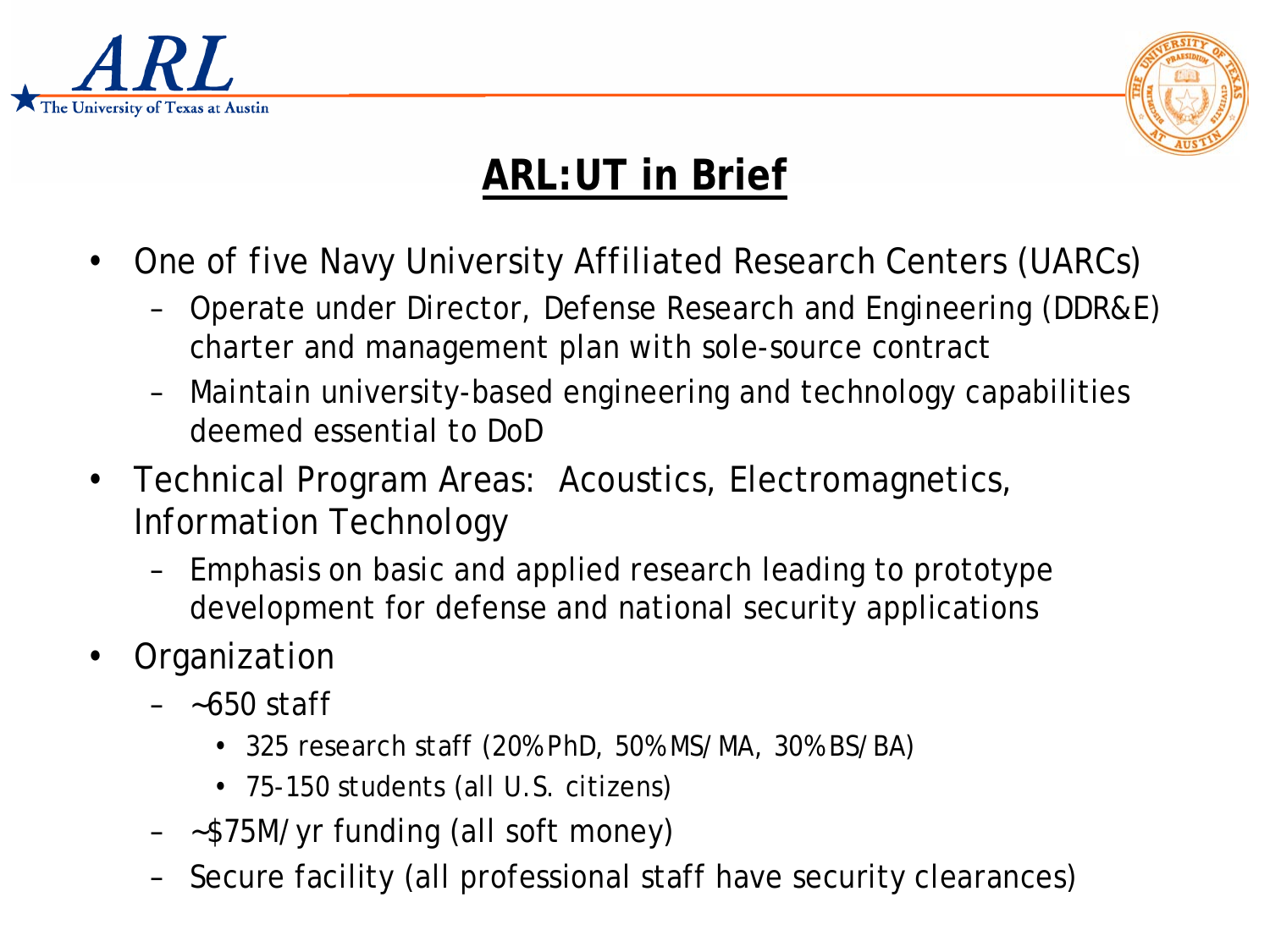# ARL:UT in Brief

- One of five Navy University Affiliated Research Centers (UARCs)
  - Operate under Director, Defense Research and Engineering (DDR&E) charter and management plan with sole-source contract
  - Maintain university-based engineering and technology capabilities deemed essential to DoD
- Technical Program Areas: Acoustics, Electromagnetics, Information Technology
  - Emphasis on basic and applied research leading to prototype development for defense and national security applications
- Organization
  - ~650 staff
    - 325 research staff (20% PhD, 50% MS/MA, 30% BS/BA)
    - 75-150 students (all U.S. citizens)
  - ~$75M/yr funding (all soft money)
  - Secure facility (all professional staff have security clearances)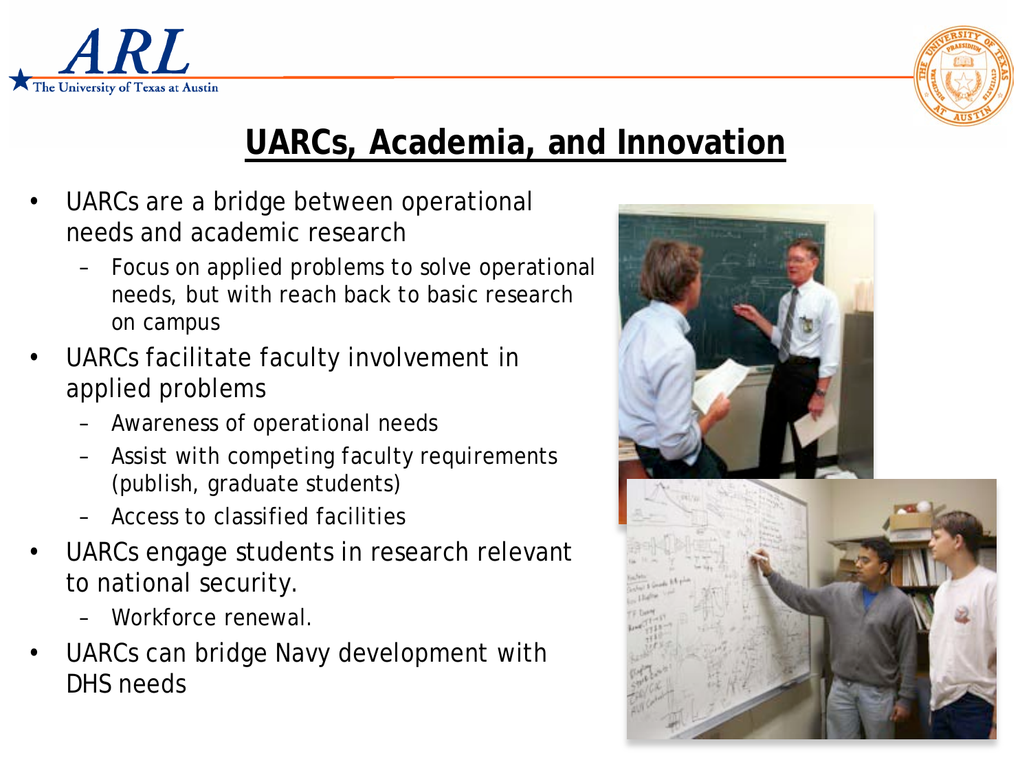# UARCs, Academia, and Innovation

- UARCs are a bridge between operational needs and academic research
  - Focus on applied problems to solve operational needs, but with reach back to basic research on campus
- UARCs facilitate faculty involvement in applied problems
  - Awareness of operational needs
  - Assist with competing faculty requirements (publish, graduate students)
  - Access to classified facilities
- UARCs engage students in research relevant to national security.
  - Workforce renewal.
- UARCs can bridge Navy development with DHS needs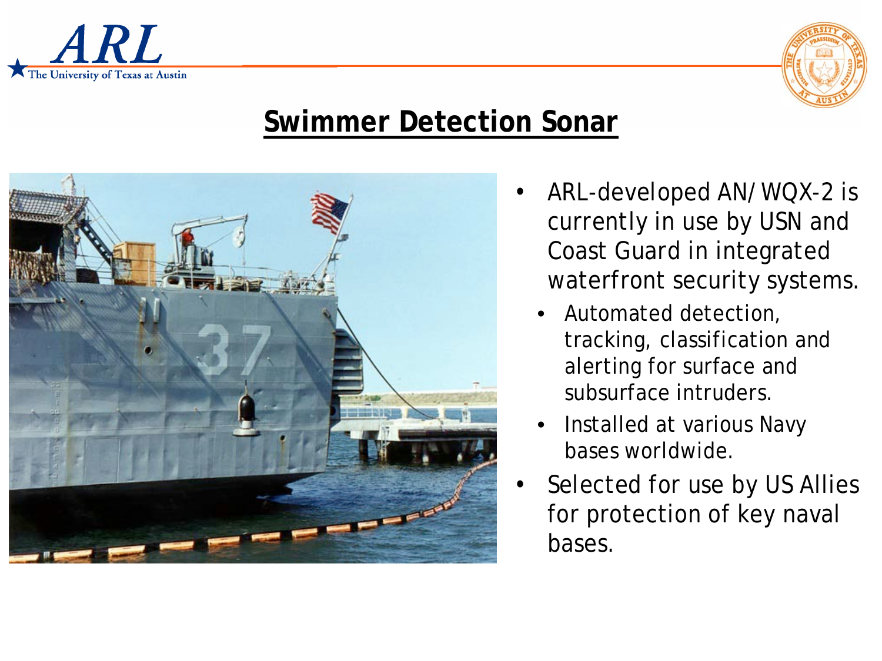# Swimmer Detection Sonar

- ARL-developed AN/WQX-2 is currently in use by USN and Coast Guard in integrated waterfront security systems.
  - Automated detection, tracking, classification and alerting for surface and subsurface intruders.
  - Installed at various Navy bases worldwide.
- Selected for use by US Allies for protection of key naval bases.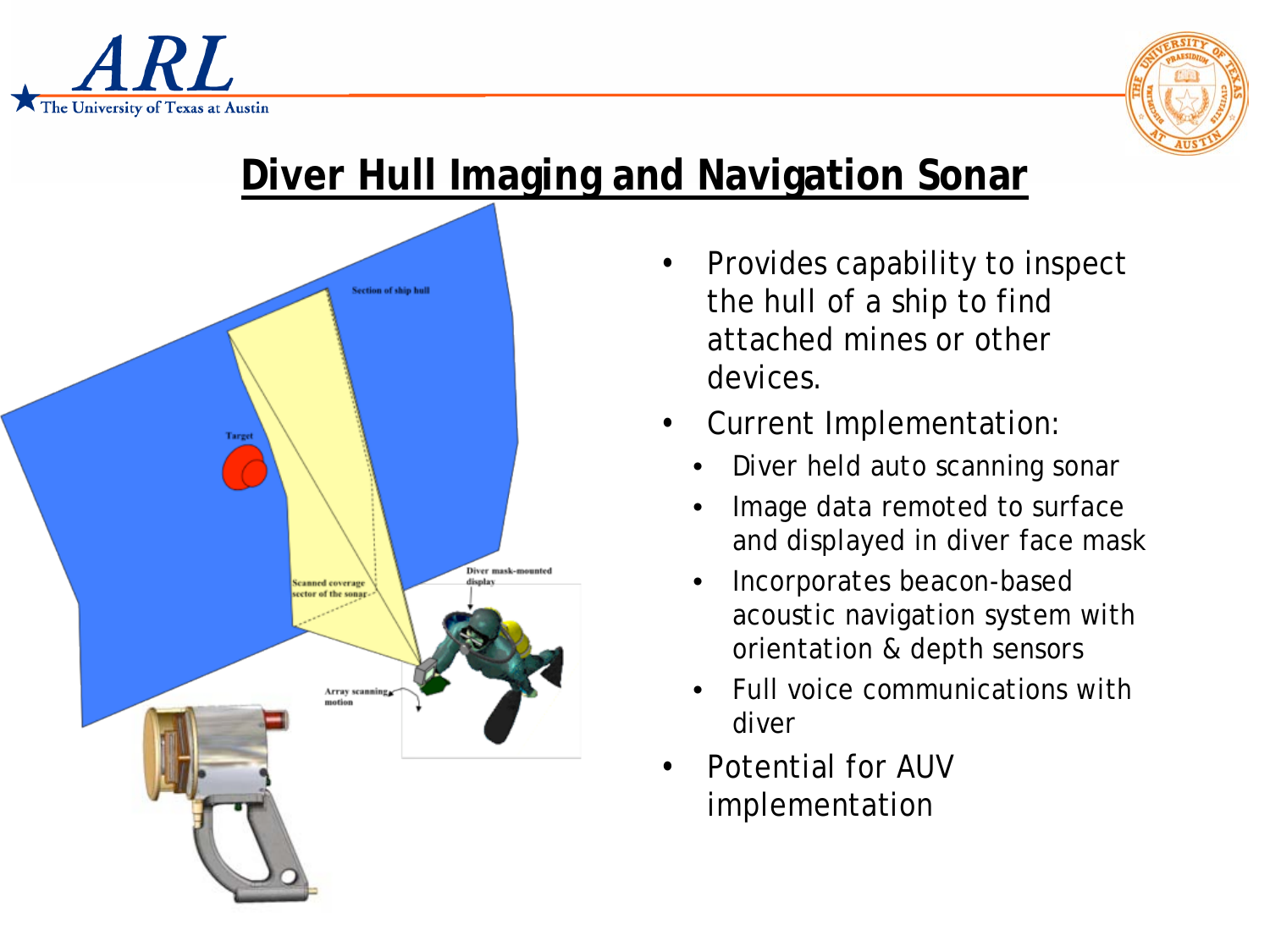## Diver Hull Imaging and Navigation Sonar

- Provides capability to inspect the hull of a ship to find attached mines or other devices.
- Current Implementation:
  - Diver held auto scanning sonar
  - Image data remoted to surface and displayed in diver face mask
  - Incorporates beacon-based acoustic navigation system with orientation & depth sensors
  - Full voice communications with diver
- Potential for AUV implementation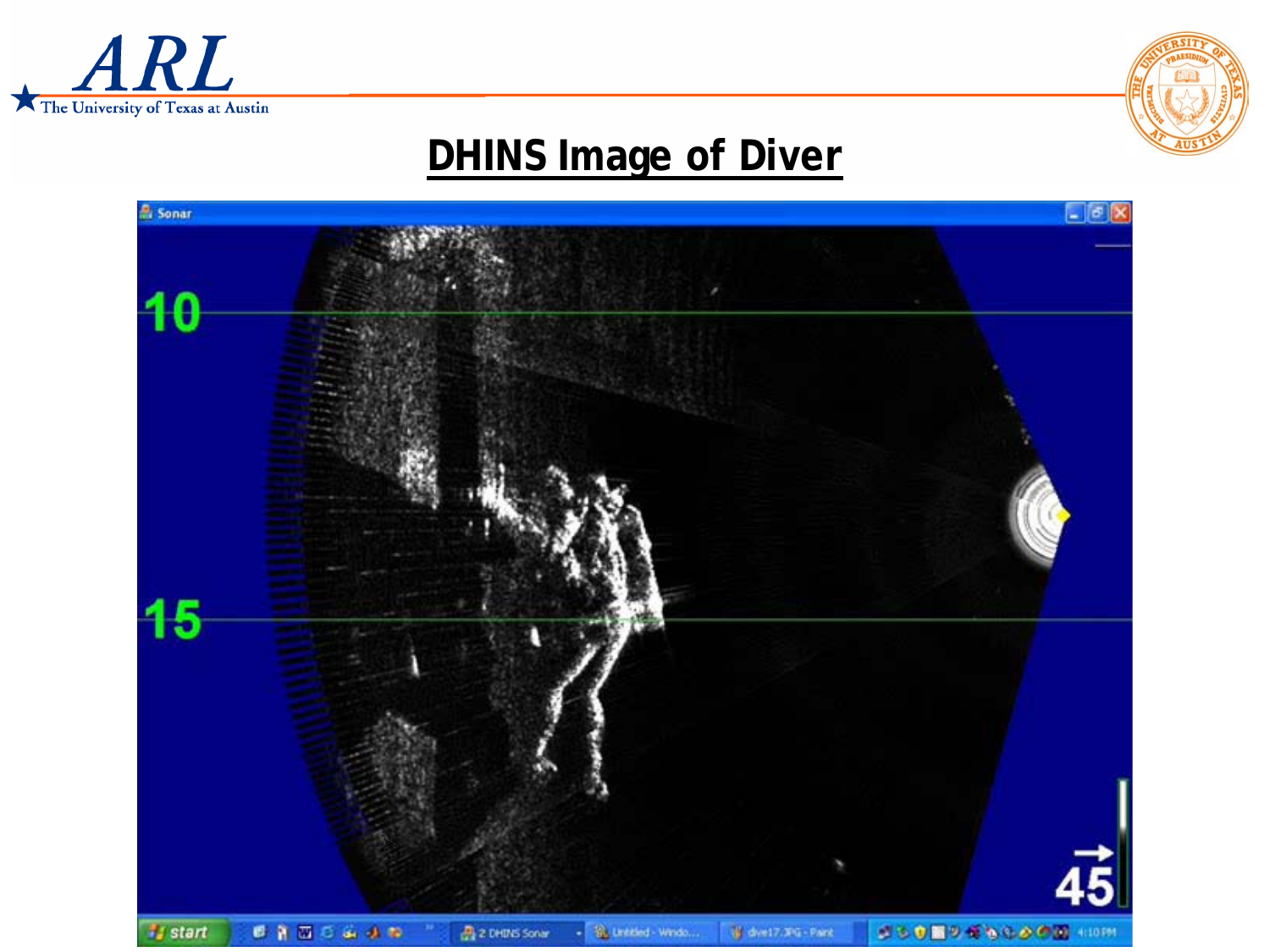# DHINS Image of Diver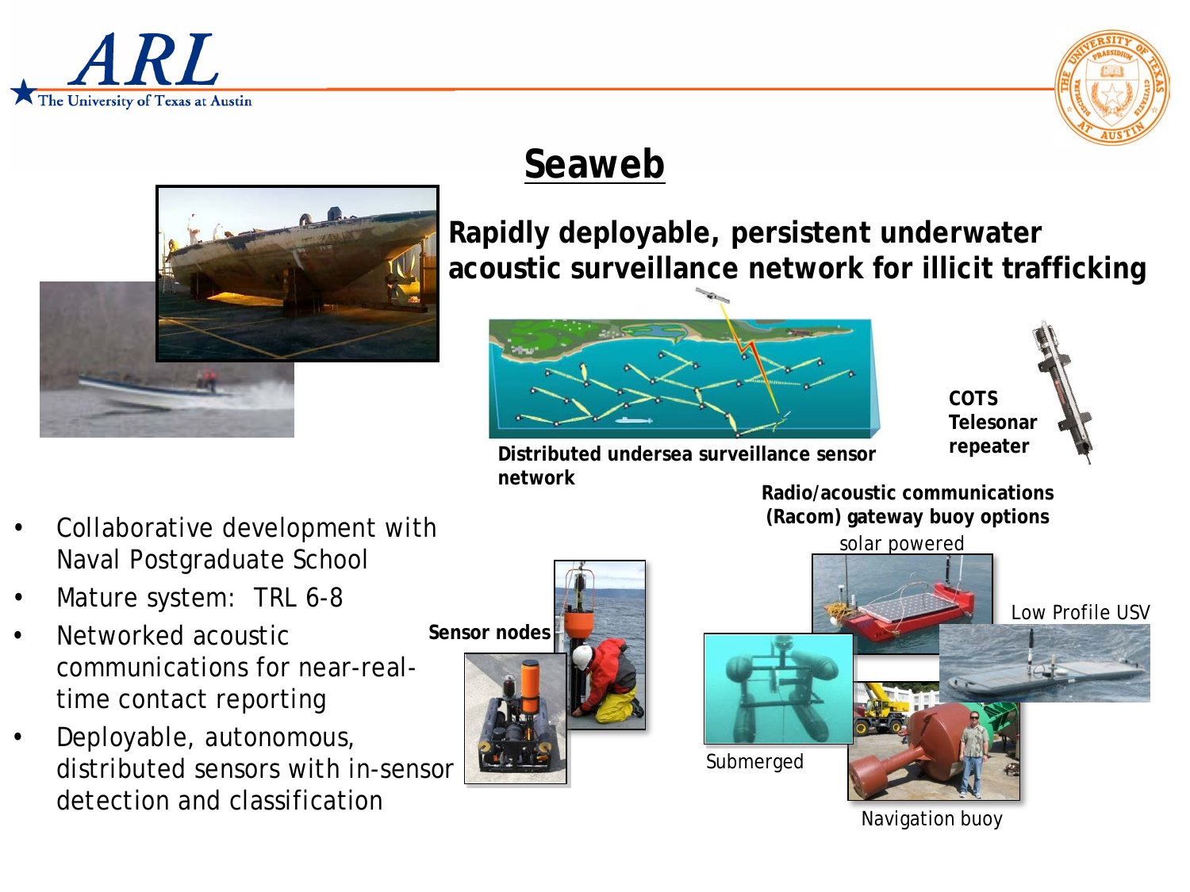# Seaweb

**Rapidly deployable, persistent underwater acoustic surveillance network for illicit trafficking**

**Distributed undersea surveillance sensor network**

**COTS Telesonar repeater**

**Radio/acoustic communications (Racom) gateway buoy options**

solar powered

Low Profile USV

Submerged

Navigation buoy

**Sensor nodes**

- Collaborative development with Naval Postgraduate School
- Mature system: TRL 6-8
- Networked acoustic communications for near-real-time contact reporting
- Deployable, autonomous, distributed sensors with in-sensor detection and classification